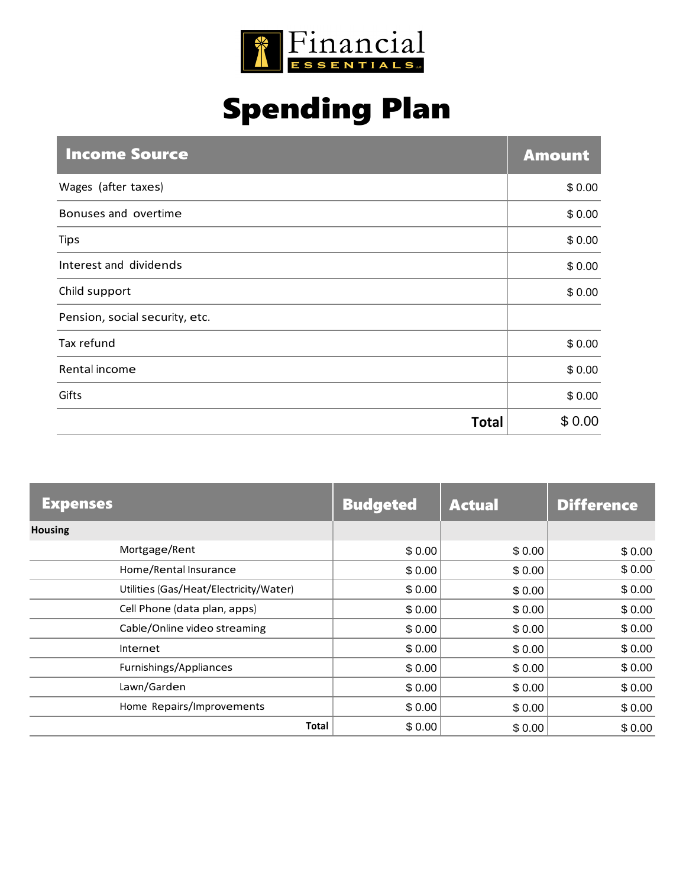Financial ESSENTIALS

# Spending Plan

| Income Source | Amount |
| --- | --- |
| Wages (after taxes) | $ 0.00 |
| Bonuses and overtime | $ 0.00 |
| Tips | $ 0.00 |
| Interest and dividends | $ 0.00 |
| Child support | $ 0.00 |
| Pension, social security, etc. | |
| Tax refund | $ 0.00 |
| Rental income | $ 0.00 |
| Gifts | $ 0.00 |
| **Total** | $ 0.00 |

| Expenses | Budgeted | Actual | Difference |
| --- | --- | --- | --- |
| **Housing** | | | |
| Mortgage/Rent | $ 0.00 | $ 0.00 | $ 0.00 |
| Home/Rental Insurance | $ 0.00 | $ 0.00 | $ 0.00 |
| Utilities (Gas/Heat/Electricity/Water) | $ 0.00 | $ 0.00 | $ 0.00 |
| Cell Phone (data plan, apps) | $ 0.00 | $ 0.00 | $ 0.00 |
| Cable/Online video streaming | $ 0.00 | $ 0.00 | $ 0.00 |
| Internet | $ 0.00 | $ 0.00 | $ 0.00 |
| Furnishings/Appliances | $ 0.00 | $ 0.00 | $ 0.00 |
| Lawn/Garden | $ 0.00 | $ 0.00 | $ 0.00 |
| Home Repairs/Improvements | $ 0.00 | $ 0.00 | $ 0.00 |
| **Total** | $ 0.00 | $ 0.00 | $ 0.00 |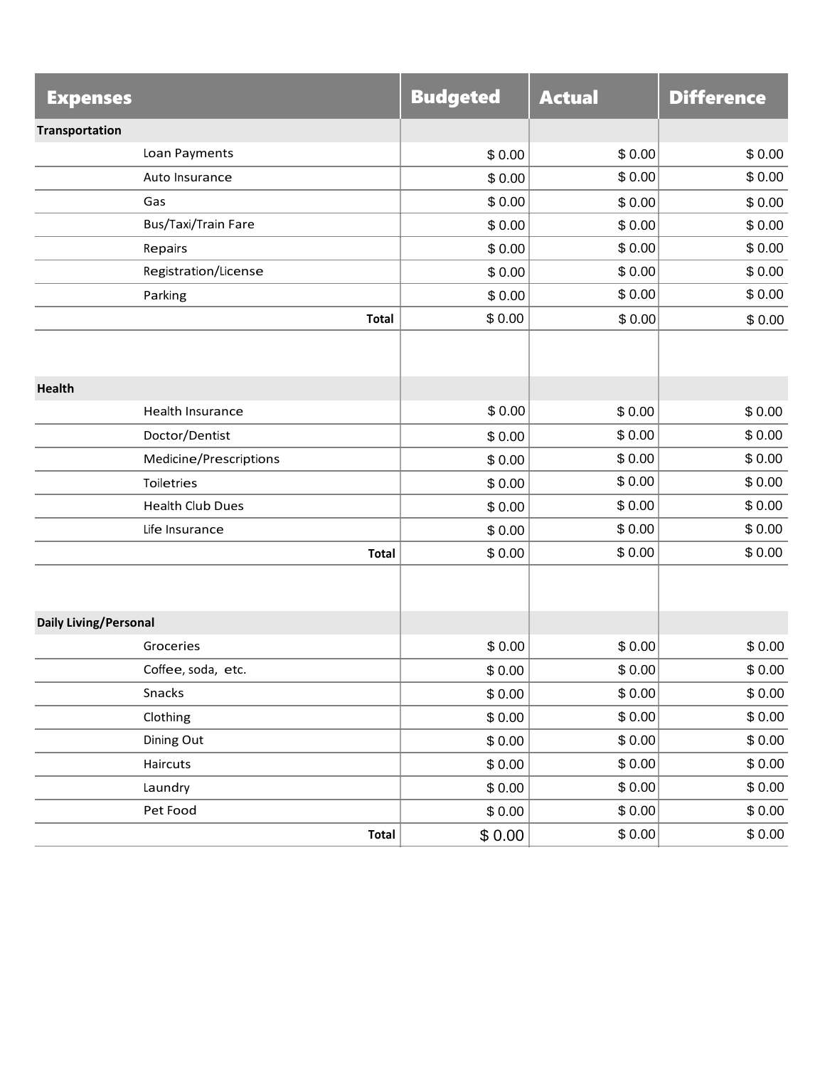| Expenses | Budgeted | Actual | Difference |
|---|---|---|---|
| **Transportation** | | | |
| Loan Payments | $ 0.00 | $ 0.00 | $ 0.00 |
| Auto Insurance | $ 0.00 | $ 0.00 | $ 0.00 |
| Gas | $ 0.00 | $ 0.00 | $ 0.00 |
| Bus/Taxi/Train Fare | $ 0.00 | $ 0.00 | $ 0.00 |
| Repairs | $ 0.00 | $ 0.00 | $ 0.00 |
| Registration/License | $ 0.00 | $ 0.00 | $ 0.00 |
| Parking | $ 0.00 | $ 0.00 | $ 0.00 |
| **Total** | $ 0.00 | $ 0.00 | $ 0.00 |
| | | | |
| **Health** | | | |
| Health Insurance | $ 0.00 | $ 0.00 | $ 0.00 |
| Doctor/Dentist | $ 0.00 | $ 0.00 | $ 0.00 |
| Medicine/Prescriptions | $ 0.00 | $ 0.00 | $ 0.00 |
| Toiletries | $ 0.00 | $ 0.00 | $ 0.00 |
| Health Club Dues | $ 0.00 | $ 0.00 | $ 0.00 |
| Life Insurance | $ 0.00 | $ 0.00 | $ 0.00 |
| **Total** | $ 0.00 | $ 0.00 | $ 0.00 |
| | | | |
| **Daily Living/Personal** | | | |
| Groceries | $ 0.00 | $ 0.00 | $ 0.00 |
| Coffee, soda, etc. | $ 0.00 | $ 0.00 | $ 0.00 |
| Snacks | $ 0.00 | $ 0.00 | $ 0.00 |
| Clothing | $ 0.00 | $ 0.00 | $ 0.00 |
| Dining Out | $ 0.00 | $ 0.00 | $ 0.00 |
| Haircuts | $ 0.00 | $ 0.00 | $ 0.00 |
| Laundry | $ 0.00 | $ 0.00 | $ 0.00 |
| Pet Food | $ 0.00 | $ 0.00 | $ 0.00 |
| **Total** | $ 0.00 | $ 0.00 | $ 0.00 |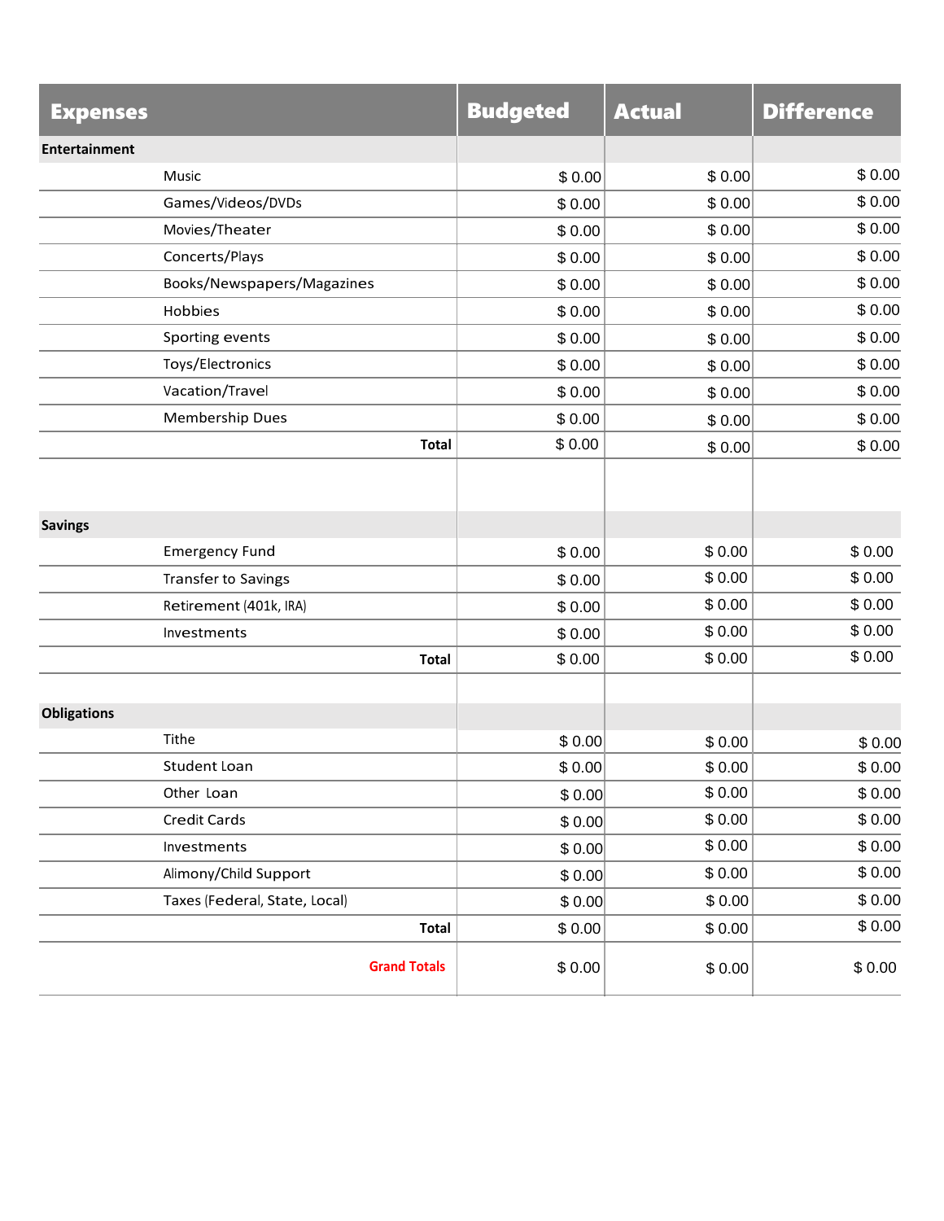| Expenses | | Budgeted | Actual | Difference |
|---|---|---|---|---|
| **Entertainment** | | | | |
| | Music | $ 0.00 | $ 0.00 | $ 0.00 |
| | Games/Videos/DVDs | $ 0.00 | $ 0.00 | $ 0.00 |
| | Movies/Theater | $ 0.00 | $ 0.00 | $ 0.00 |
| | Concerts/Plays | $ 0.00 | $ 0.00 | $ 0.00 |
| | Books/Newspapers/Magazines | $ 0.00 | $ 0.00 | $ 0.00 |
| | Hobbies | $ 0.00 | $ 0.00 | $ 0.00 |
| | Sporting events | $ 0.00 | $ 0.00 | $ 0.00 |
| | Toys/Electronics | $ 0.00 | $ 0.00 | $ 0.00 |
| | Vacation/Travel | $ 0.00 | $ 0.00 | $ 0.00 |
| | Membership Dues | $ 0.00 | $ 0.00 | $ 0.00 |
| | **Total** | $ 0.00 | $ 0.00 | $ 0.00 |
| **Savings** | | | | |
| | Emergency Fund | $ 0.00 | $ 0.00 | $ 0.00 |
| | Transfer to Savings | $ 0.00 | $ 0.00 | $ 0.00 |
| | Retirement (401k, IRA) | $ 0.00 | $ 0.00 | $ 0.00 |
| | Investments | $ 0.00 | $ 0.00 | $ 0.00 |
| | **Total** | $ 0.00 | $ 0.00 | $ 0.00 |
| **Obligations** | | | | |
| | Tithe | $ 0.00 | $ 0.00 | $ 0.00 |
| | Student Loan | $ 0.00 | $ 0.00 | $ 0.00 |
| | Other Loan | $ 0.00 | $ 0.00 | $ 0.00 |
| | Credit Cards | $ 0.00 | $ 0.00 | $ 0.00 |
| | Investments | $ 0.00 | $ 0.00 | $ 0.00 |
| | Alimony/Child Support | $ 0.00 | $ 0.00 | $ 0.00 |
| | Taxes (Federal, State, Local) | $ 0.00 | $ 0.00 | $ 0.00 |
| | **Total** | $ 0.00 | $ 0.00 | $ 0.00 |
| | **Grand Totals** | $ 0.00 | $ 0.00 | $ 0.00 |